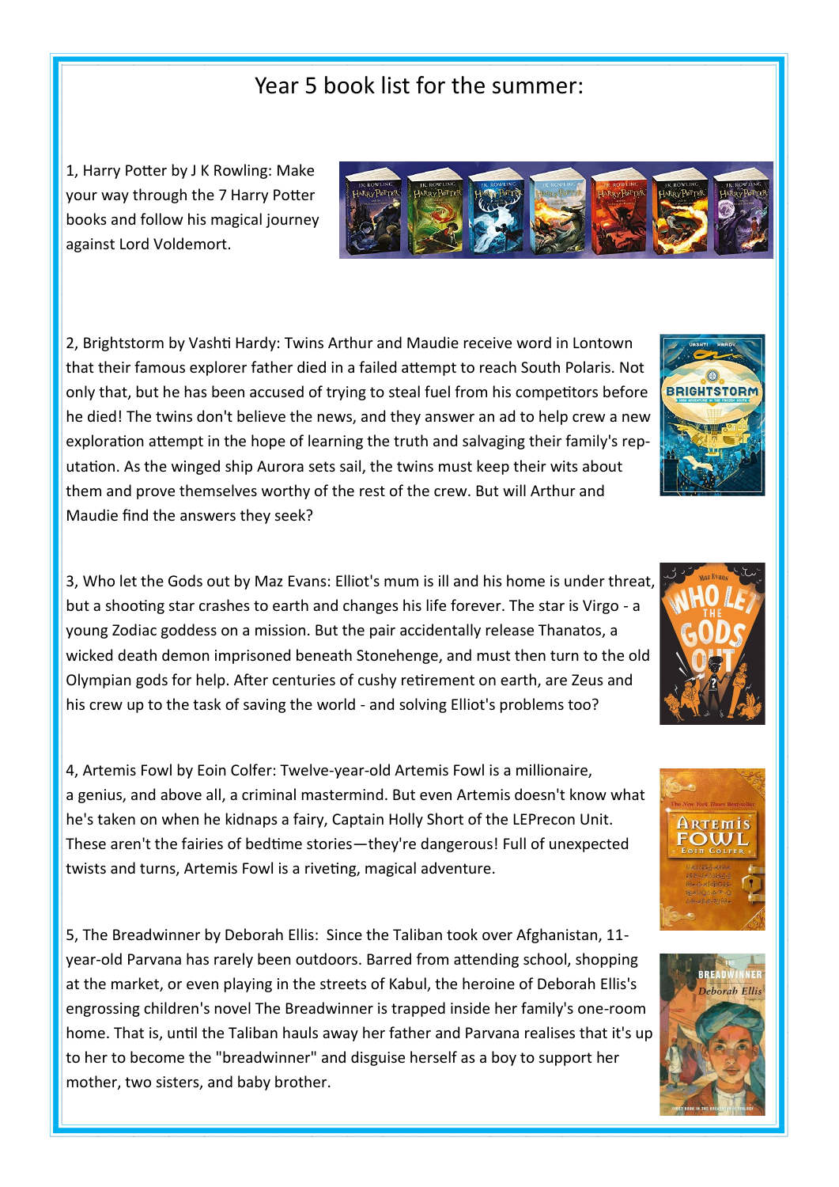# Year 5 book list for the summer:

1, Harry Potter by J K Rowling: Make your way through the 7 Harry Potter books and follow his magical journey against Lord Voldemort.

2, Brightstorm by Vashti Hardy: Twins Arthur and Maudie receive word in Lontown that their famous explorer father died in a failed attempt to reach South Polaris. Not only that, but he has been accused of trying to steal fuel from his competitors before he died! The twins don't believe the news, and they answer an ad to help crew a new exploration attempt in the hope of learning the truth and salvaging their family's reputation. As the winged ship Aurora sets sail, the twins must keep their wits about them and prove themselves worthy of the rest of the crew. But will Arthur and Maudie find the answers they seek?

3, Who let the Gods out by Maz Evans: Elliot's mum is ill and his home is under threat, but a shooting star crashes to earth and changes his life forever. The star is Virgo - a young Zodiac goddess on a mission. But the pair accidentally release Thanatos, a wicked death demon imprisoned beneath Stonehenge, and must then turn to the old Olympian gods for help. After centuries of cushy retirement on earth, are Zeus and his crew up to the task of saving the world - and solving Elliot's problems too?

4, Artemis Fowl by Eoin Colfer: Twelve-year-old Artemis Fowl is a millionaire, a genius, and above all, a criminal mastermind. But even Artemis doesn't know what he's taken on when he kidnaps a fairy, Captain Holly Short of the LEPrecon Unit. These aren't the fairies of bedtime stories—they're dangerous! Full of unexpected twists and turns, Artemis Fowl is a riveting, magical adventure.

5, The Breadwinner by Deborah Ellis: Since the Taliban took over Afghanistan, 11-year-old Parvana has rarely been outdoors. Barred from attending school, shopping at the market, or even playing in the streets of Kabul, the heroine of Deborah Ellis's engrossing children's novel The Breadwinner is trapped inside her family's one-room home. That is, until the Taliban hauls away her father and Parvana realises that it's up to her to become the "breadwinner" and disguise herself as a boy to support her mother, two sisters, and baby brother.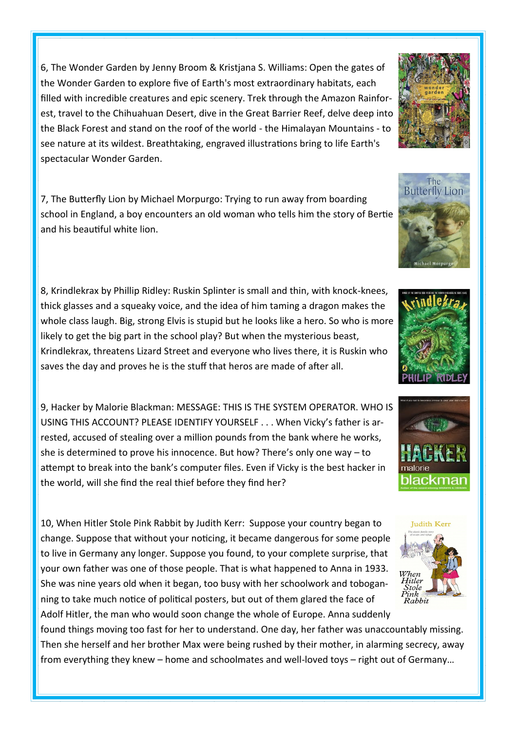6, The Wonder Garden by Jenny Broom & Kristjana S. Williams: Open the gates of the Wonder Garden to explore five of Earth's most extraordinary habitats, each filled with incredible creatures and epic scenery. Trek through the Amazon Rainforest, travel to the Chihuahuan Desert, dive in the Great Barrier Reef, delve deep into the Black Forest and stand on the roof of the world - the Himalayan Mountains - to see nature at its wildest. Breathtaking, engraved illustrations bring to life Earth's spectacular Wonder Garden.

7, The Butterfly Lion by Michael Morpurgo: Trying to run away from boarding school in England, a boy encounters an old woman who tells him the story of Bertie and his beautiful white lion.

8, Krindlekrax by Phillip Ridley: Ruskin Splinter is small and thin, with knock-knees, thick glasses and a squeaky voice, and the idea of him taming a dragon makes the whole class laugh. Big, strong Elvis is stupid but he looks like a hero. So who is more likely to get the big part in the school play? But when the mysterious beast, Krindlekrax, threatens Lizard Street and everyone who lives there, it is Ruskin who saves the day and proves he is the stuff that heros are made of after all.

9, Hacker by Malorie Blackman: MESSAGE: THIS IS THE SYSTEM OPERATOR. WHO IS USING THIS ACCOUNT? PLEASE IDENTIFY YOURSELF . . . When Vicky's father is arrested, accused of stealing over a million pounds from the bank where he works, she is determined to prove his innocence. But how? There's only one way – to attempt to break into the bank's computer files. Even if Vicky is the best hacker in the world, will she find the real thief before they find her?

10, When Hitler Stole Pink Rabbit by Judith Kerr: Suppose your country began to change. Suppose that without your noticing, it became dangerous for some people to live in Germany any longer. Suppose you found, to your complete surprise, that your own father was one of those people. That is what happened to Anna in 1933. She was nine years old when it began, too busy with her schoolwork and tobogganning to take much notice of political posters, but out of them glared the face of Adolf Hitler, the man who would soon change the whole of Europe. Anna suddenly found things moving too fast for her to understand. One day, her father was unaccountably missing. Then she herself and her brother Max were being rushed by their mother, in alarming secrecy, away from everything they knew – home and schoolmates and well-loved toys – right out of Germany…